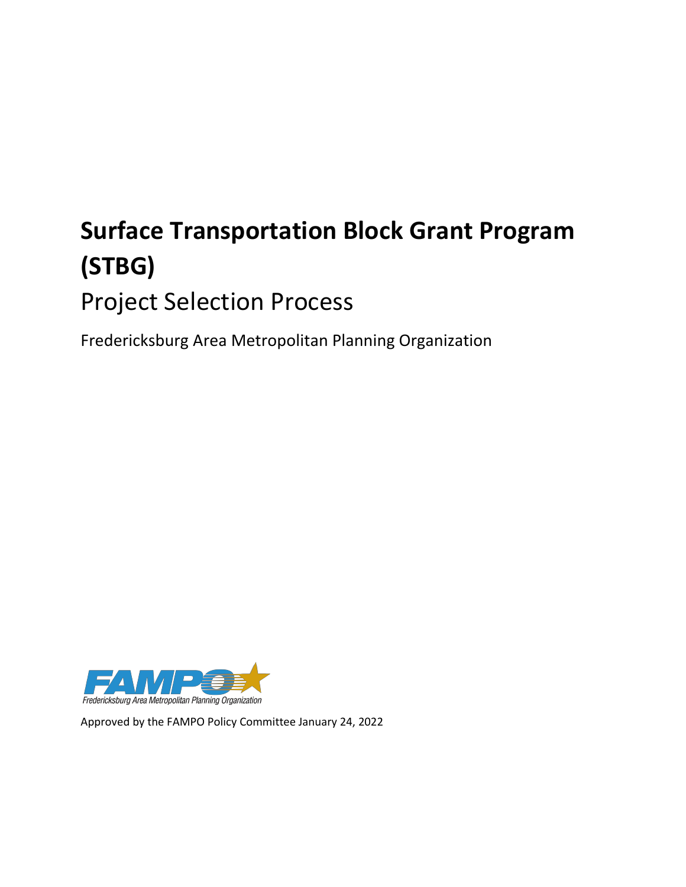# Surface Transportation Block Grant Program (STBG)

## Project Selection Process

Fredericksburg Area Metropolitan Planning Organization

FAMPO

Fredericksburg Area Metropolitan Planning Organization

Approved by the FAMPO Policy Committee January 24, 2022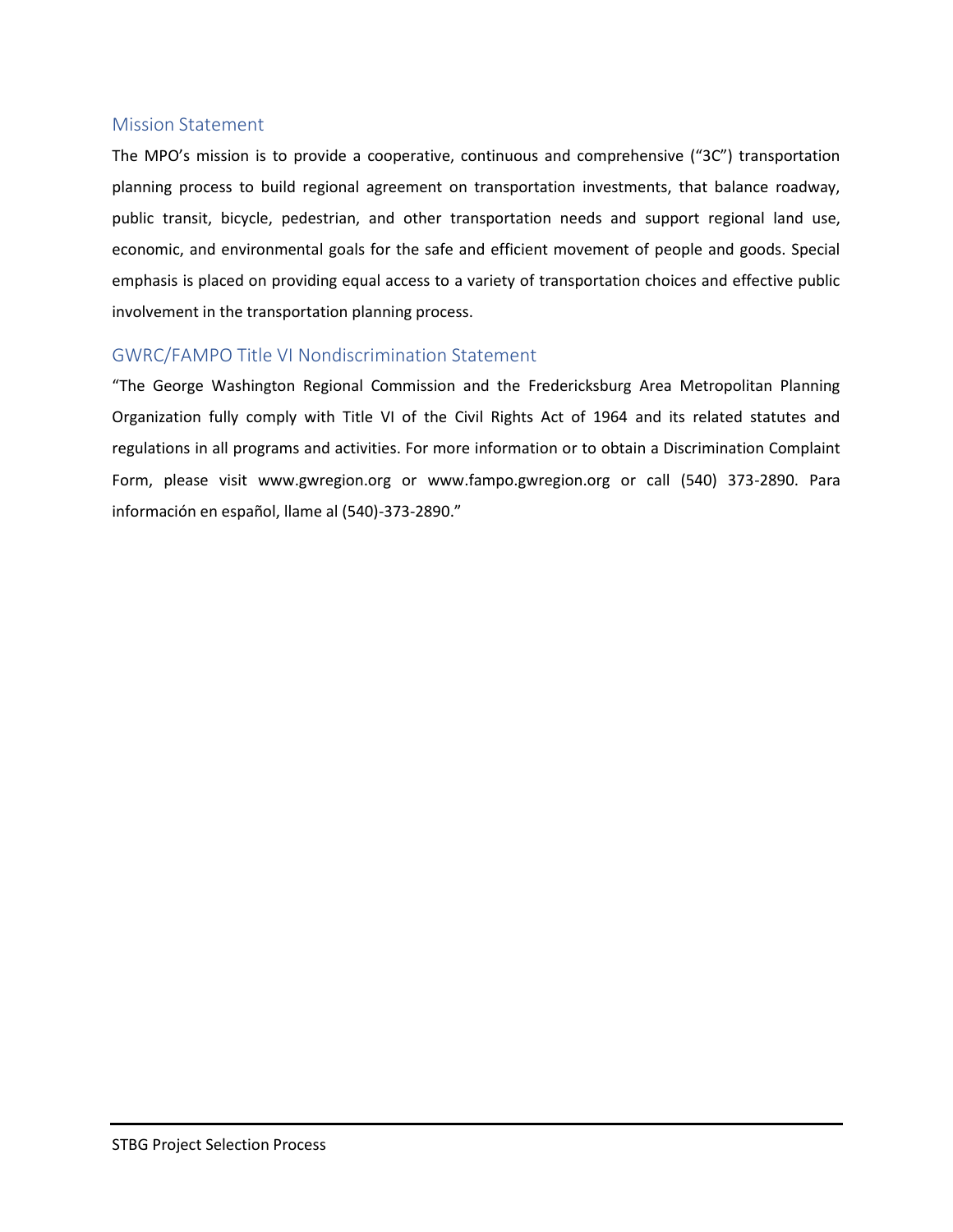## Mission Statement

The MPO's mission is to provide a cooperative, continuous and comprehensive ("3C") transportation planning process to build regional agreement on transportation investments, that balance roadway, public transit, bicycle, pedestrian, and other transportation needs and support regional land use, economic, and environmental goals for the safe and efficient movement of people and goods. Special emphasis is placed on providing equal access to a variety of transportation choices and effective public involvement in the transportation planning process.

## GWRC/FAMPO Title VI Nondiscrimination Statement

"The George Washington Regional Commission and the Fredericksburg Area Metropolitan Planning Organization fully comply with Title VI of the Civil Rights Act of 1964 and its related statutes and regulations in all programs and activities. For more information or to obtain a Discrimination Complaint Form, please visit www.gwregion.org or www.fampo.gwregion.org or call (540) 373-2890. Para información en español, llame al (540)-373-2890."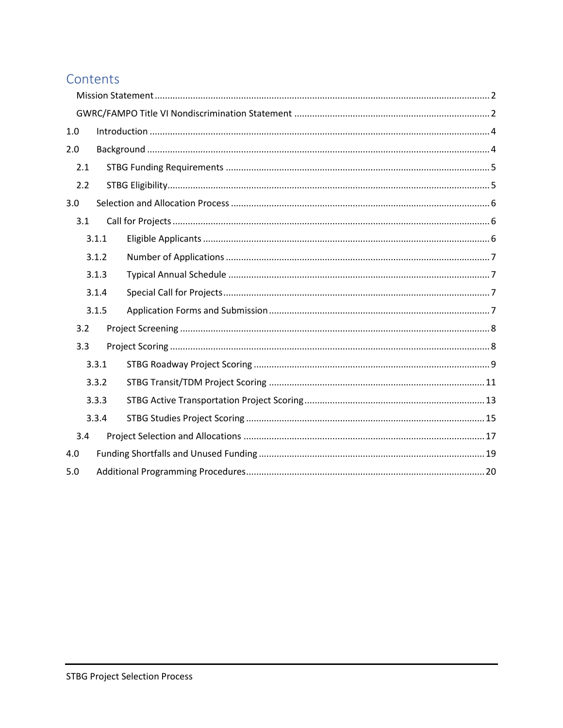# Contents

- Mission Statement ..... 2
- GWRC/FAMPO Title VI Nondiscrimination Statement ..... 2
- 1.0 Introduction ..... 4
- 2.0 Background ..... 4
  - 2.1 STBG Funding Requirements ..... 5
  - 2.2 STBG Eligibility ..... 5
- 3.0 Selection and Allocation Process ..... 6
  - 3.1 Call for Projects ..... 6
    - 3.1.1 Eligible Applicants ..... 6
    - 3.1.2 Number of Applications ..... 7
    - 3.1.3 Typical Annual Schedule ..... 7
    - 3.1.4 Special Call for Projects ..... 7
    - 3.1.5 Application Forms and Submission ..... 7
  - 3.2 Project Screening ..... 8
  - 3.3 Project Scoring ..... 8
    - 3.3.1 STBG Roadway Project Scoring ..... 9
    - 3.3.2 STBG Transit/TDM Project Scoring ..... 11
    - 3.3.3 STBG Active Transportation Project Scoring ..... 13
    - 3.3.4 STBG Studies Project Scoring ..... 15
  - 3.4 Project Selection and Allocations ..... 17
- 4.0 Funding Shortfalls and Unused Funding ..... 19
- 5.0 Additional Programming Procedures ..... 20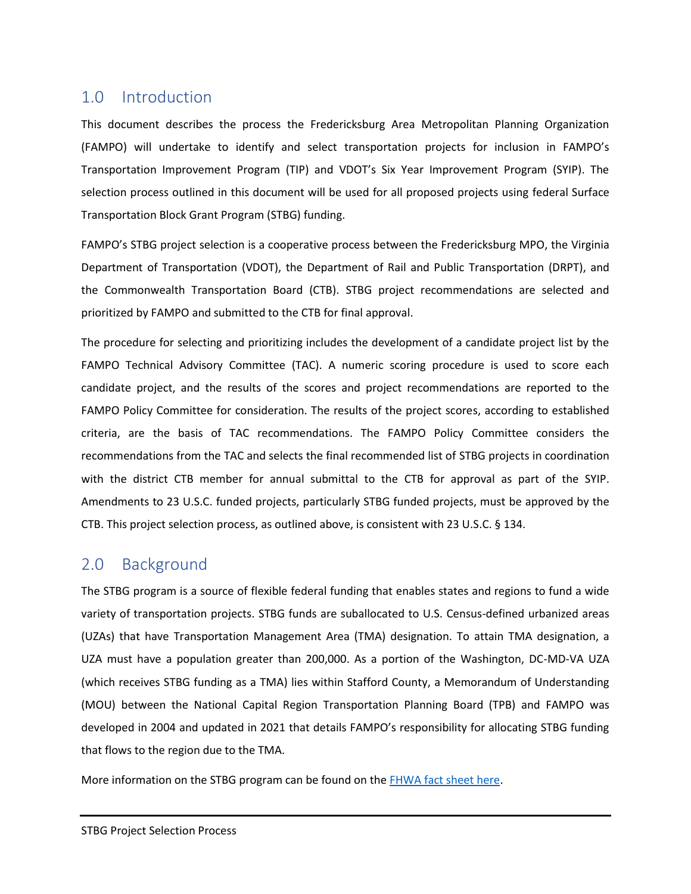## 1.0 Introduction

This document describes the process the Fredericksburg Area Metropolitan Planning Organization (FAMPO) will undertake to identify and select transportation projects for inclusion in FAMPO's Transportation Improvement Program (TIP) and VDOT's Six Year Improvement Program (SYIP). The selection process outlined in this document will be used for all proposed projects using federal Surface Transportation Block Grant Program (STBG) funding.

FAMPO's STBG project selection is a cooperative process between the Fredericksburg MPO, the Virginia Department of Transportation (VDOT), the Department of Rail and Public Transportation (DRPT), and the Commonwealth Transportation Board (CTB). STBG project recommendations are selected and prioritized by FAMPO and submitted to the CTB for final approval.

The procedure for selecting and prioritizing includes the development of a candidate project list by the FAMPO Technical Advisory Committee (TAC). A numeric scoring procedure is used to score each candidate project, and the results of the scores and project recommendations are reported to the FAMPO Policy Committee for consideration. The results of the project scores, according to established criteria, are the basis of TAC recommendations. The FAMPO Policy Committee considers the recommendations from the TAC and selects the final recommended list of STBG projects in coordination with the district CTB member for annual submittal to the CTB for approval as part of the SYIP. Amendments to 23 U.S.C. funded projects, particularly STBG funded projects, must be approved by the CTB. This project selection process, as outlined above, is consistent with 23 U.S.C. § 134.

## 2.0 Background

The STBG program is a source of flexible federal funding that enables states and regions to fund a wide variety of transportation projects. STBG funds are suballocated to U.S. Census-defined urbanized areas (UZAs) that have Transportation Management Area (TMA) designation. To attain TMA designation, a UZA must have a population greater than 200,000. As a portion of the Washington, DC-MD-VA UZA (which receives STBG funding as a TMA) lies within Stafford County, a Memorandum of Understanding (MOU) between the National Capital Region Transportation Planning Board (TPB) and FAMPO was developed in 2004 and updated in 2021 that details FAMPO's responsibility for allocating STBG funding that flows to the region due to the TMA.

More information on the STBG program can be found on the [FHWA fact sheet here](#).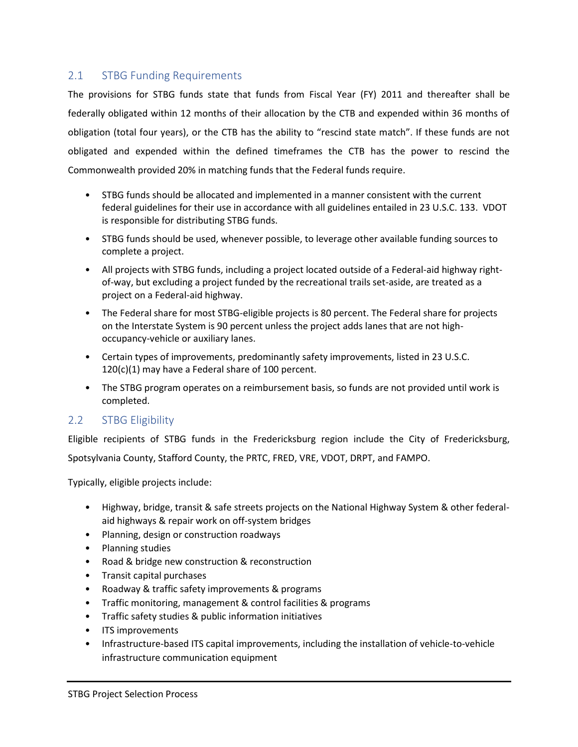## 2.1 STBG Funding Requirements

The provisions for STBG funds state that funds from Fiscal Year (FY) 2011 and thereafter shall be federally obligated within 12 months of their allocation by the CTB and expended within 36 months of obligation (total four years), or the CTB has the ability to "rescind state match". If these funds are not obligated and expended within the defined timeframes the CTB has the power to rescind the Commonwealth provided 20% in matching funds that the Federal funds require.

- STBG funds should be allocated and implemented in a manner consistent with the current federal guidelines for their use in accordance with all guidelines entailed in 23 U.S.C. 133. VDOT is responsible for distributing STBG funds.
- STBG funds should be used, whenever possible, to leverage other available funding sources to complete a project.
- All projects with STBG funds, including a project located outside of a Federal-aid highway right-of-way, but excluding a project funded by the recreational trails set-aside, are treated as a project on a Federal-aid highway.
- The Federal share for most STBG-eligible projects is 80 percent. The Federal share for projects on the Interstate System is 90 percent unless the project adds lanes that are not high-occupancy-vehicle or auxiliary lanes.
- Certain types of improvements, predominantly safety improvements, listed in 23 U.S.C. 120(c)(1) may have a Federal share of 100 percent.
- The STBG program operates on a reimbursement basis, so funds are not provided until work is completed.

## 2.2 STBG Eligibility

Eligible recipients of STBG funds in the Fredericksburg region include the City of Fredericksburg, Spotsylvania County, Stafford County, the PRTC, FRED, VRE, VDOT, DRPT, and FAMPO.

Typically, eligible projects include:

- Highway, bridge, transit & safe streets projects on the National Highway System & other federal-aid highways & repair work on off-system bridges
- Planning, design or construction roadways
- Planning studies
- Road & bridge new construction & reconstruction
- Transit capital purchases
- Roadway & traffic safety improvements & programs
- Traffic monitoring, management & control facilities & programs
- Traffic safety studies & public information initiatives
- ITS improvements
- Infrastructure-based ITS capital improvements, including the installation of vehicle-to-vehicle infrastructure communication equipment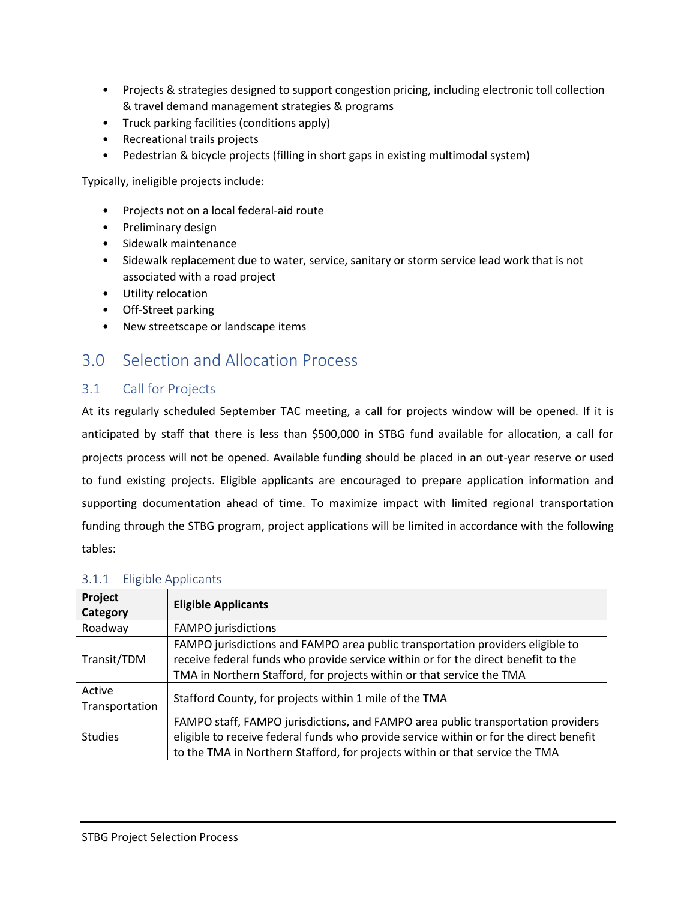- Projects & strategies designed to support congestion pricing, including electronic toll collection & travel demand management strategies & programs
- Truck parking facilities (conditions apply)
- Recreational trails projects
- Pedestrian & bicycle projects (filling in short gaps in existing multimodal system)

Typically, ineligible projects include:

- Projects not on a local federal-aid route
- Preliminary design
- Sidewalk maintenance
- Sidewalk replacement due to water, service, sanitary or storm service lead work that is not associated with a road project
- Utility relocation
- Off-Street parking
- New streetscape or landscape items

# 3.0 Selection and Allocation Process

## 3.1 Call for Projects

At its regularly scheduled September TAC meeting, a call for projects window will be opened. If it is anticipated by staff that there is less than $500,000 in STBG fund available for allocation, a call for projects process will not be opened. Available funding should be placed in an out-year reserve or used to fund existing projects. Eligible applicants are encouraged to prepare application information and supporting documentation ahead of time. To maximize impact with limited regional transportation funding through the STBG program, project applications will be limited in accordance with the following tables:

### 3.1.1 Eligible Applicants

| Project Category | Eligible Applicants |
| --- | --- |
| Roadway | FAMPO jurisdictions |
| Transit/TDM | FAMPO jurisdictions and FAMPO area public transportation providers eligible to receive federal funds who provide service within or for the direct benefit to the TMA in Northern Stafford, for projects within or that service the TMA |
| Active Transportation | Stafford County, for projects within 1 mile of the TMA |
| Studies | FAMPO staff, FAMPO jurisdictions, and FAMPO area public transportation providers eligible to receive federal funds who provide service within or for the direct benefit to the TMA in Northern Stafford, for projects within or that service the TMA |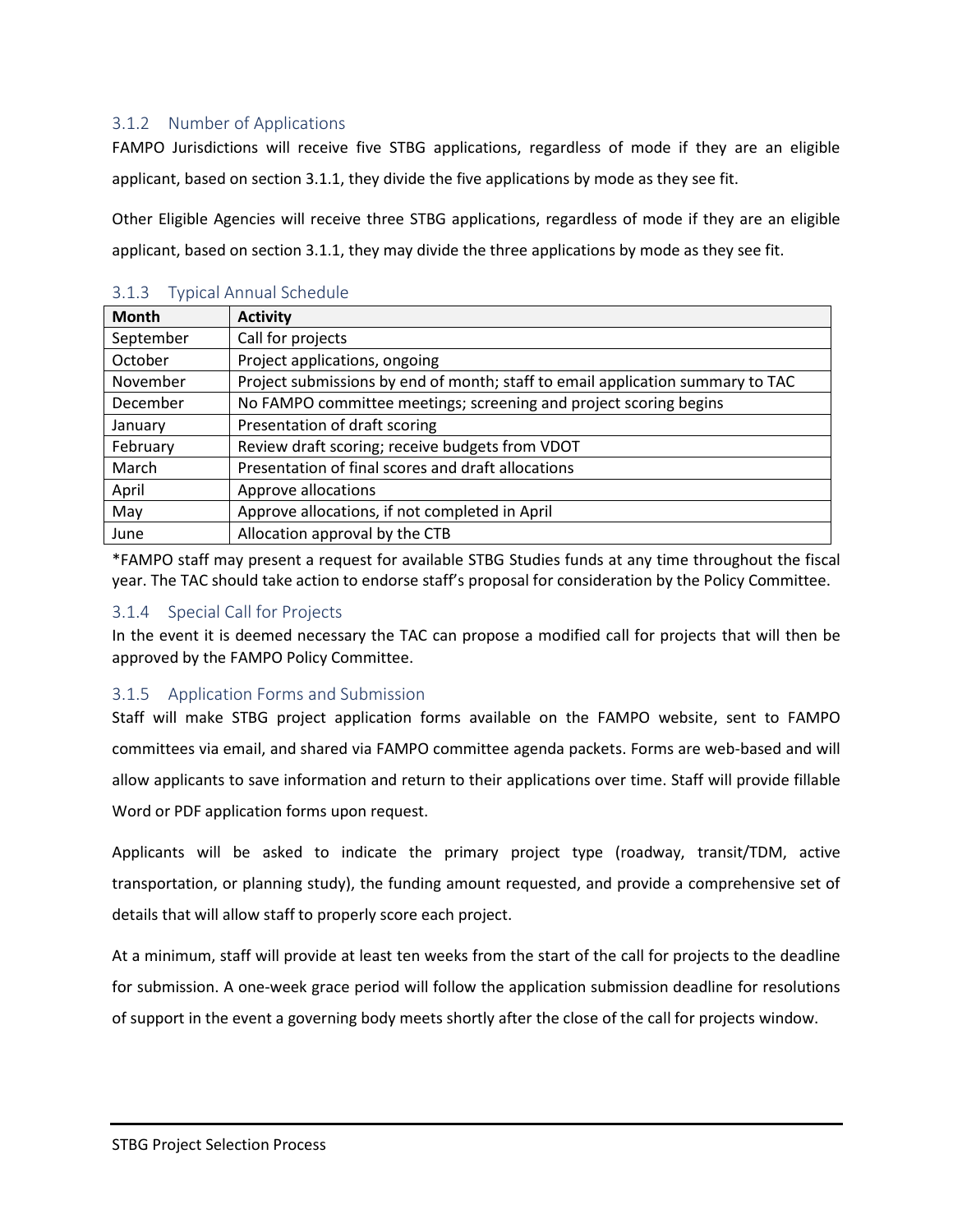### 3.1.2 Number of Applications

FAMPO Jurisdictions will receive five STBG applications, regardless of mode if they are an eligible applicant, based on section 3.1.1, they divide the five applications by mode as they see fit.

Other Eligible Agencies will receive three STBG applications, regardless of mode if they are an eligible applicant, based on section 3.1.1, they may divide the three applications by mode as they see fit.

### 3.1.3 Typical Annual Schedule

| Month | Activity |
| --- | --- |
| September | Call for projects |
| October | Project applications, ongoing |
| November | Project submissions by end of month; staff to email application summary to TAC |
| December | No FAMPO committee meetings; screening and project scoring begins |
| January | Presentation of draft scoring |
| February | Review draft scoring; receive budgets from VDOT |
| March | Presentation of final scores and draft allocations |
| April | Approve allocations |
| May | Approve allocations, if not completed in April |
| June | Allocation approval by the CTB |

*FAMPO staff may present a request for available STBG Studies funds at any time throughout the fiscal year. The TAC should take action to endorse staff's proposal for consideration by the Policy Committee.

### 3.1.4 Special Call for Projects

In the event it is deemed necessary the TAC can propose a modified call for projects that will then be approved by the FAMPO Policy Committee.

### 3.1.5 Application Forms and Submission

Staff will make STBG project application forms available on the FAMPO website, sent to FAMPO committees via email, and shared via FAMPO committee agenda packets. Forms are web-based and will allow applicants to save information and return to their applications over time. Staff will provide fillable Word or PDF application forms upon request.

Applicants will be asked to indicate the primary project type (roadway, transit/TDM, active transportation, or planning study), the funding amount requested, and provide a comprehensive set of details that will allow staff to properly score each project.

At a minimum, staff will provide at least ten weeks from the start of the call for projects to the deadline for submission. A one-week grace period will follow the application submission deadline for resolutions of support in the event a governing body meets shortly after the close of the call for projects window.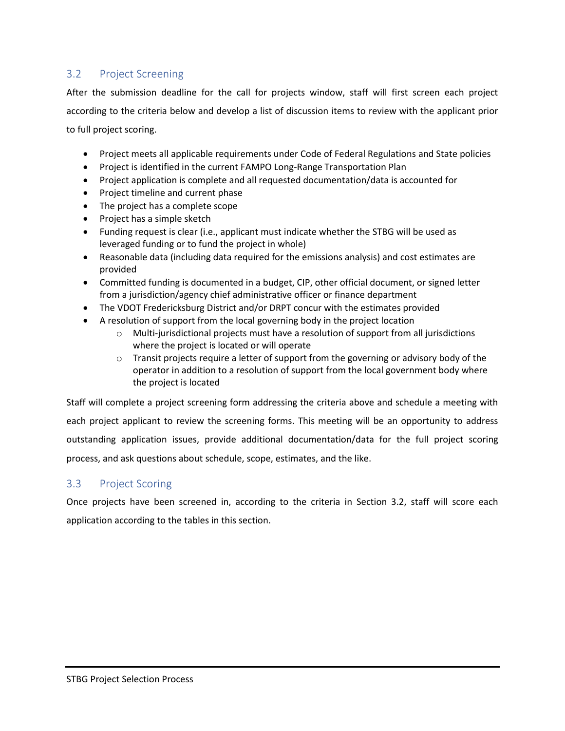## 3.2 Project Screening

After the submission deadline for the call for projects window, staff will first screen each project according to the criteria below and develop a list of discussion items to review with the applicant prior to full project scoring.

- Project meets all applicable requirements under Code of Federal Regulations and State policies
- Project is identified in the current FAMPO Long-Range Transportation Plan
- Project application is complete and all requested documentation/data is accounted for
- Project timeline and current phase
- The project has a complete scope
- Project has a simple sketch
- Funding request is clear (i.e., applicant must indicate whether the STBG will be used as leveraged funding or to fund the project in whole)
- Reasonable data (including data required for the emissions analysis) and cost estimates are provided
- Committed funding is documented in a budget, CIP, other official document, or signed letter from a jurisdiction/agency chief administrative officer or finance department
- The VDOT Fredericksburg District and/or DRPT concur with the estimates provided
- A resolution of support from the local governing body in the project location
  - Multi-jurisdictional projects must have a resolution of support from all jurisdictions where the project is located or will operate
  - Transit projects require a letter of support from the governing or advisory body of the operator in addition to a resolution of support from the local government body where the project is located

Staff will complete a project screening form addressing the criteria above and schedule a meeting with each project applicant to review the screening forms. This meeting will be an opportunity to address outstanding application issues, provide additional documentation/data for the full project scoring process, and ask questions about schedule, scope, estimates, and the like.

## 3.3 Project Scoring

Once projects have been screened in, according to the criteria in Section 3.2, staff will score each application according to the tables in this section.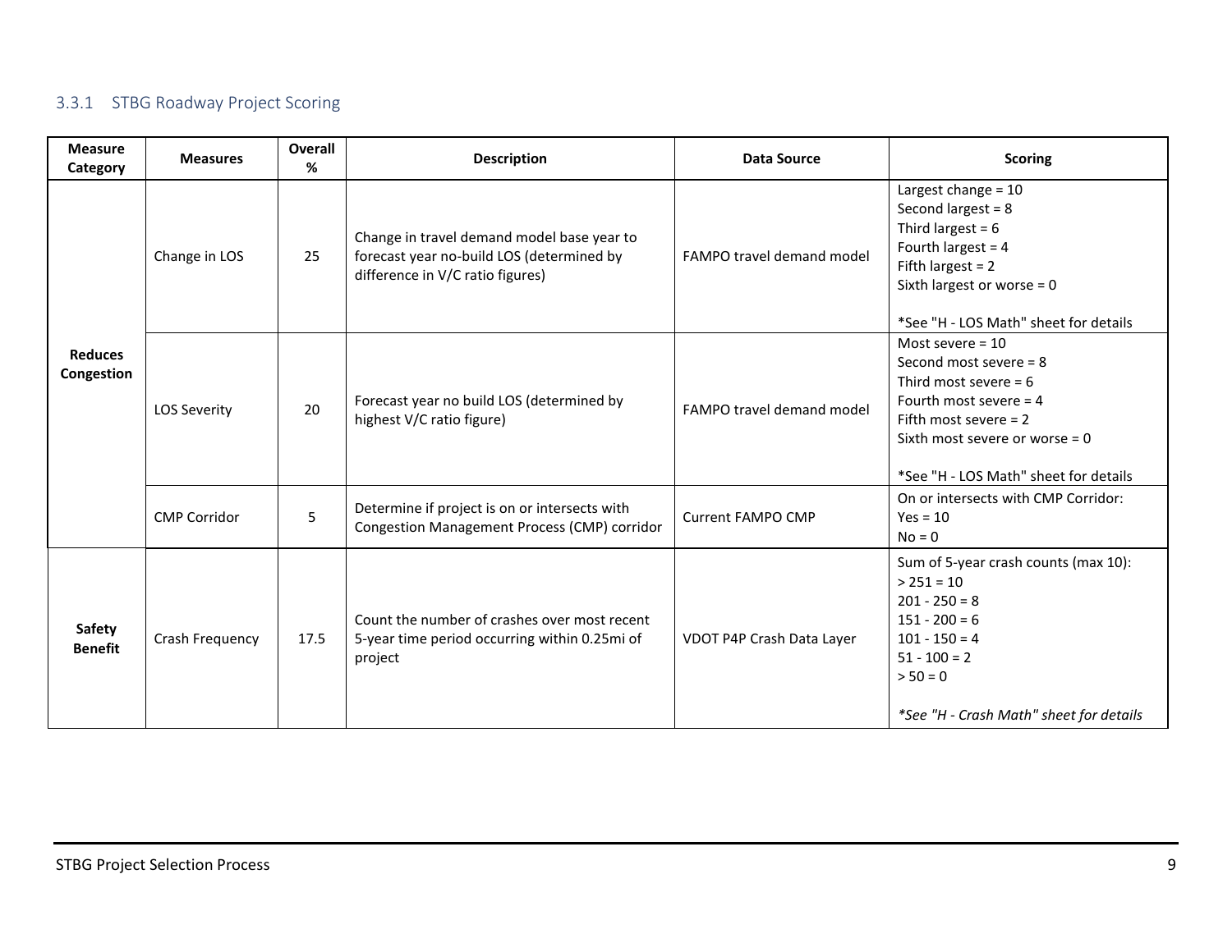### 3.3.1 STBG Roadway Project Scoring

| Measure Category | Measures | Overall % | Description | Data Source | Scoring |
|---|---|---|---|---|---|
| Reduces Congestion | Change in LOS | 25 | Change in travel demand model base year to forecast year no-build LOS (determined by difference in V/C ratio figures) | FAMPO travel demand model | Largest change = 10<br>Second largest = 8<br>Third largest = 6<br>Fourth largest = 4<br>Fifth largest = 2<br>Sixth largest or worse = 0<br><br>*See "H - LOS Math" sheet for details |
| | LOS Severity | 20 | Forecast year no build LOS (determined by highest V/C ratio figure) | FAMPO travel demand model | Most severe = 10<br>Second most severe = 8<br>Third most severe = 6<br>Fourth most severe = 4<br>Fifth most severe = 2<br>Sixth most severe or worse = 0<br><br>*See "H - LOS Math" sheet for details |
| | CMP Corridor | 5 | Determine if project is on or intersects with Congestion Management Process (CMP) corridor | Current FAMPO CMP | On or intersects with CMP Corridor:<br>Yes = 10<br>No = 0 |
| Safety Benefit | Crash Frequency | 17.5 | Count the number of crashes over most recent 5-year time period occurring within 0.25mi of project | VDOT P4P Crash Data Layer | Sum of 5-year crash counts (max 10):<br>> 251 = 10<br>201 - 250 = 8<br>151 - 200 = 6<br>101 - 150 = 4<br>51 - 100 = 2<br>> 50 = 0<br><br>*\*See "H - Crash Math" sheet for details* |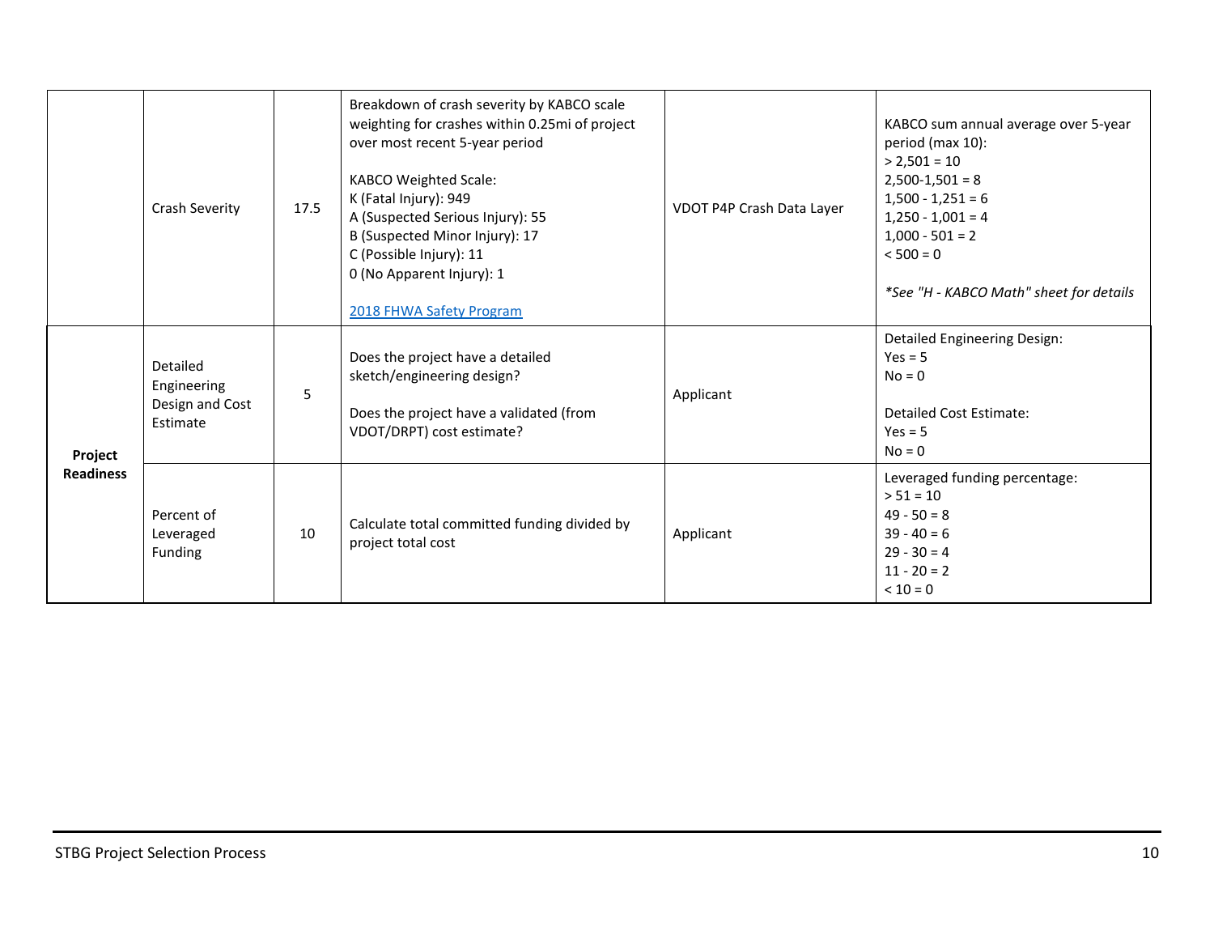| | Crash Severity | 17.5 | Breakdown of crash severity by KABCO scale weighting for crashes within 0.25mi of project over most recent 5-year period<br><br>KABCO Weighted Scale:<br>K (Fatal Injury): 949<br>A (Suspected Serious Injury): 55<br>B (Suspected Minor Injury): 17<br>C (Possible Injury): 11<br>0 (No Apparent Injury): 1<br><br>[2018 FHWA Safety Program]() | VDOT P4P Crash Data Layer | KABCO sum annual average over 5-year period (max 10):<br>> 2,501 = 10<br>2,500-1,501 = 8<br>1,500 - 1,251 = 6<br>1,250 - 1,001 = 4<br>1,000 - 501 = 2<br>< 500 = 0<br><br>*\*See "H - KABCO Math" sheet for details* |
|---|---|---|---|---|---|
| **Project Readiness** | Detailed Engineering Design and Cost Estimate | 5 | Does the project have a detailed sketch/engineering design?<br><br>Does the project have a validated (from VDOT/DRPT) cost estimate? | Applicant | Detailed Engineering Design:<br>Yes = 5<br>No = 0<br><br>Detailed Cost Estimate:<br>Yes = 5<br>No = 0 |
| | Percent of Leveraged Funding | 10 | Calculate total committed funding divided by project total cost | Applicant | Leveraged funding percentage:<br>> 51 = 10<br>49 - 50 = 8<br>39 - 40 = 6<br>29 - 30 = 4<br>11 - 20 = 2<br>< 10 = 0 |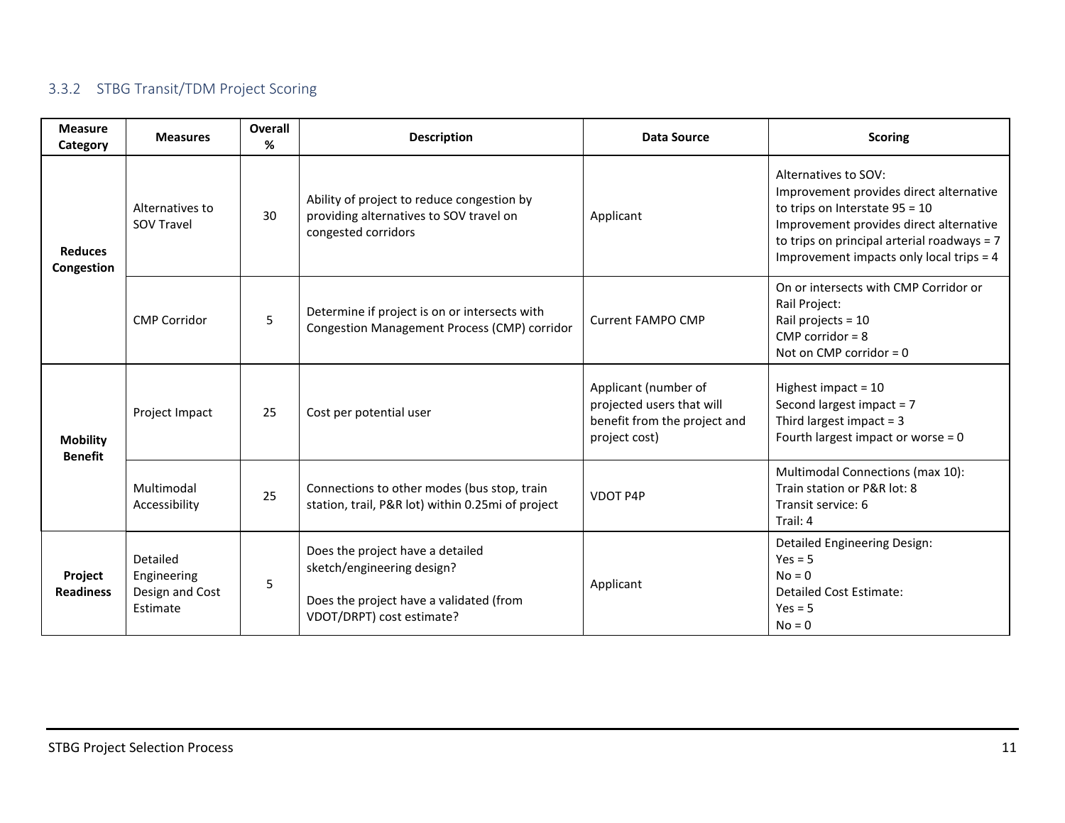### 3.3.2 STBG Transit/TDM Project Scoring

| Measure Category | Measures | Overall % | Description | Data Source | Scoring |
|---|---|---|---|---|---|
| Reduces Congestion | Alternatives to SOV Travel | 30 | Ability of project to reduce congestion by providing alternatives to SOV travel on congested corridors | Applicant | Alternatives to SOV:<br>Improvement provides direct alternative to trips on Interstate 95 = 10<br>Improvement provides direct alternative to trips on principal arterial roadways = 7<br>Improvement impacts only local trips = 4 |
| | CMP Corridor | 5 | Determine if project is on or intersects with Congestion Management Process (CMP) corridor | Current FAMPO CMP | On or intersects with CMP Corridor or Rail Project:<br>Rail projects = 10<br>CMP corridor = 8<br>Not on CMP corridor = 0 |
| Mobility Benefit | Project Impact | 25 | Cost per potential user | Applicant (number of projected users that will benefit from the project and project cost) | Highest impact = 10<br>Second largest impact = 7<br>Third largest impact = 3<br>Fourth largest impact or worse = 0 |
| | Multimodal Accessibility | 25 | Connections to other modes (bus stop, train station, trail, P&R lot) within 0.25mi of project | VDOT P4P | Multimodal Connections (max 10):<br>Train station or P&R lot: 8<br>Transit service: 6<br>Trail: 4 |
| Project Readiness | Detailed Engineering Design and Cost Estimate | 5 | Does the project have a detailed sketch/engineering design?<br><br>Does the project have a validated (from VDOT/DRPT) cost estimate? | Applicant | Detailed Engineering Design:<br>Yes = 5<br>No = 0<br>Detailed Cost Estimate:<br>Yes = 5<br>No = 0 |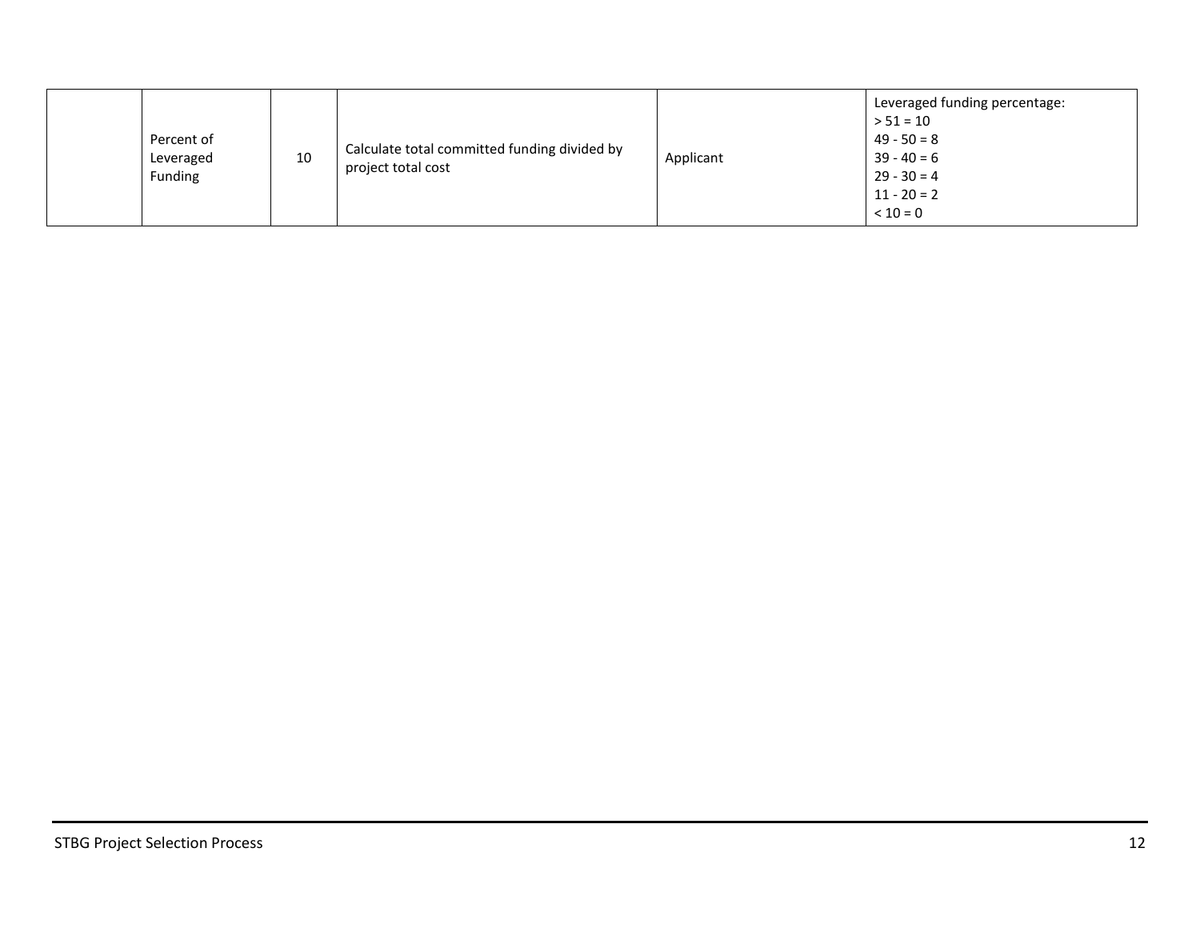|  | Percent of Leveraged Funding | 10 | Calculate total committed funding divided by project total cost | Applicant | Leveraged funding percentage:<br>> 51 = 10<br>49 - 50 = 8<br>39 - 40 = 6<br>29 - 30 = 4<br>11 - 20 = 2<br>< 10 = 0 |
|---|---|---|---|---|---|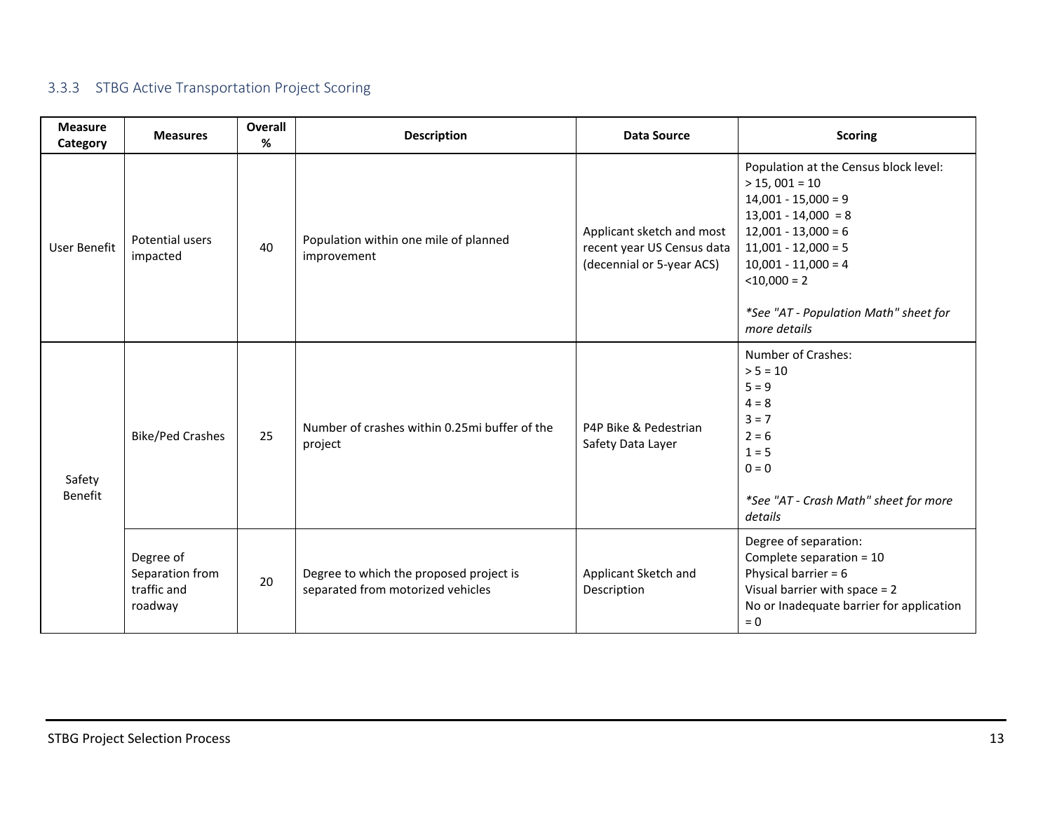### 3.3.3 STBG Active Transportation Project Scoring

| Measure Category | Measures | Overall % | Description | Data Source | Scoring |
|---|---|---|---|---|---|
| User Benefit | Potential users impacted | 40 | Population within one mile of planned improvement | Applicant sketch and most recent year US Census data (decennial or 5-year ACS) | Population at the Census block level:<br>> 15, 001 = 10<br>14,001 - 15,000 = 9<br>13,001 - 14,000 = 8<br>12,001 - 13,000 = 6<br>11,001 - 12,000 = 5<br>10,001 - 11,000 = 4<br><10,000 = 2<br><br>*See "AT - Population Math" sheet for more details* |
| Safety Benefit | Bike/Ped Crashes | 25 | Number of crashes within 0.25mi buffer of the project | P4P Bike & Pedestrian Safety Data Layer | Number of Crashes:<br>> 5 = 10<br>5 = 9<br>4 = 8<br>3 = 7<br>2 = 6<br>1 = 5<br>0 = 0<br><br>*See "AT - Crash Math" sheet for more details* |
| | Degree of Separation from traffic and roadway | 20 | Degree to which the proposed project is separated from motorized vehicles | Applicant Sketch and Description | Degree of separation:<br>Complete separation = 10<br>Physical barrier = 6<br>Visual barrier with space = 2<br>No or Inadequate barrier for application = 0 |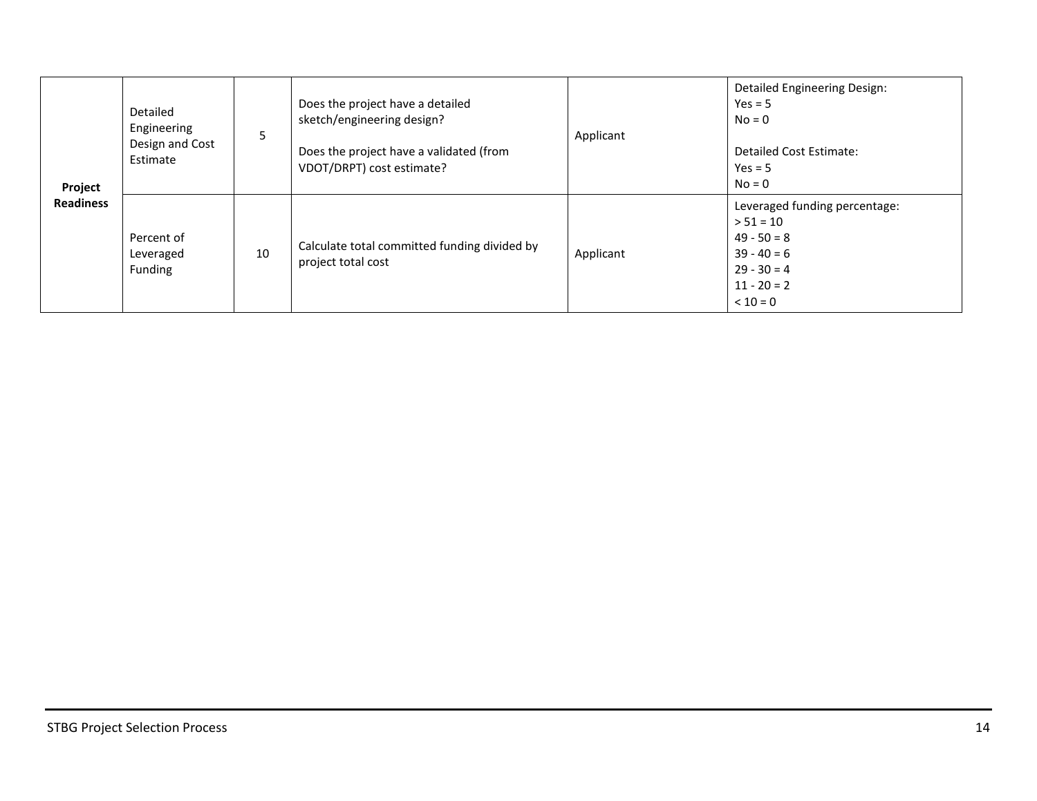| Project Readiness | Detailed Engineering Design and Cost Estimate | 5 | Does the project have a detailed sketch/engineering design?<br><br>Does the project have a validated (from VDOT/DRPT) cost estimate? | Applicant | Detailed Engineering Design:<br>Yes = 5<br>No = 0<br><br>Detailed Cost Estimate:<br>Yes = 5<br>No = 0 |
|---|---|---|---|---|---|
| | Percent of Leveraged Funding | 10 | Calculate total committed funding divided by project total cost | Applicant | Leveraged funding percentage:<br>> 51 = 10<br>49 - 50 = 8<br>39 - 40 = 6<br>29 - 30 = 4<br>11 - 20 = 2<br>< 10 = 0 |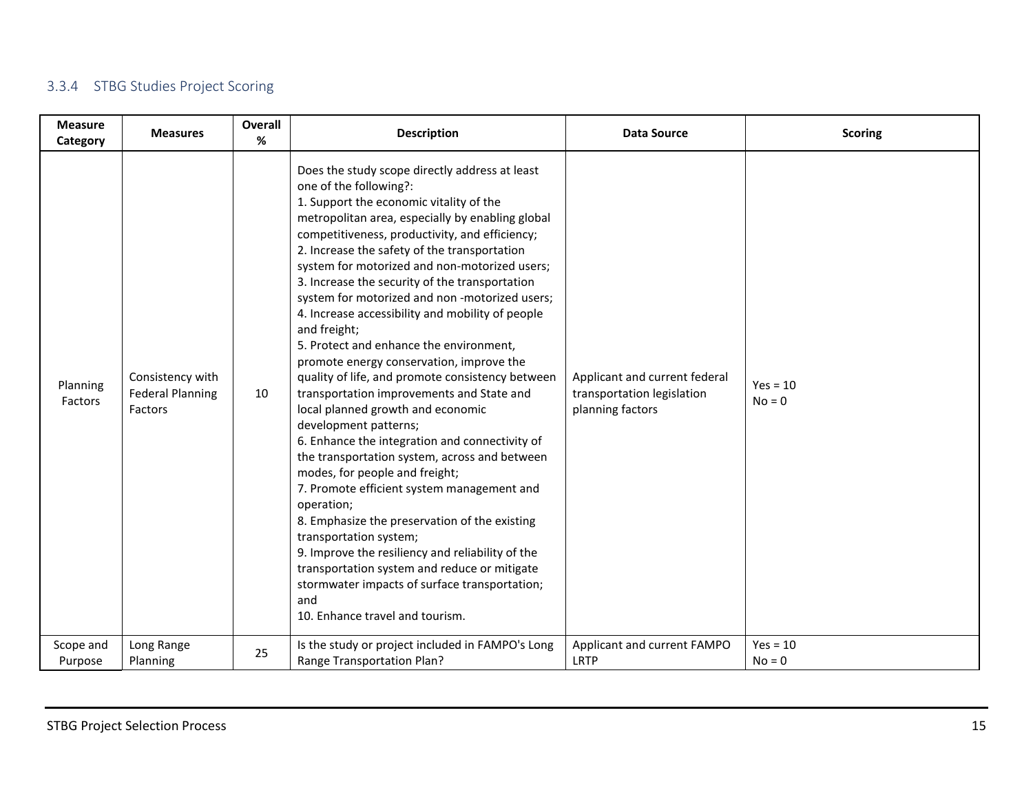### 3.3.4 STBG Studies Project Scoring

| Measure Category | Measures | Overall % | Description | Data Source | Scoring |
|---|---|---|---|---|---|
| Planning Factors | Consistency with Federal Planning Factors | 10 | Does the study scope directly address at least one of the following?:<br>1. Support the economic vitality of the metropolitan area, especially by enabling global competitiveness, productivity, and efficiency;<br>2. Increase the safety of the transportation system for motorized and non-motorized users;<br>3. Increase the security of the transportation system for motorized and non -motorized users;<br>4. Increase accessibility and mobility of people and freight;<br>5. Protect and enhance the environment, promote energy conservation, improve the quality of life, and promote consistency between transportation improvements and State and local planned growth and economic development patterns;<br>6. Enhance the integration and connectivity of the transportation system, across and between modes, for people and freight;<br>7. Promote efficient system management and operation;<br>8. Emphasize the preservation of the existing transportation system;<br>9. Improve the resiliency and reliability of the transportation system and reduce or mitigate stormwater impacts of surface transportation; and<br>10. Enhance travel and tourism. | Applicant and current federal transportation legislation planning factors | Yes = 10<br>No = 0 |
| Scope and Purpose | Long Range Planning | 25 | Is the study or project included in FAMPO's Long Range Transportation Plan? | Applicant and current FAMPO LRTP | Yes = 10<br>No = 0 |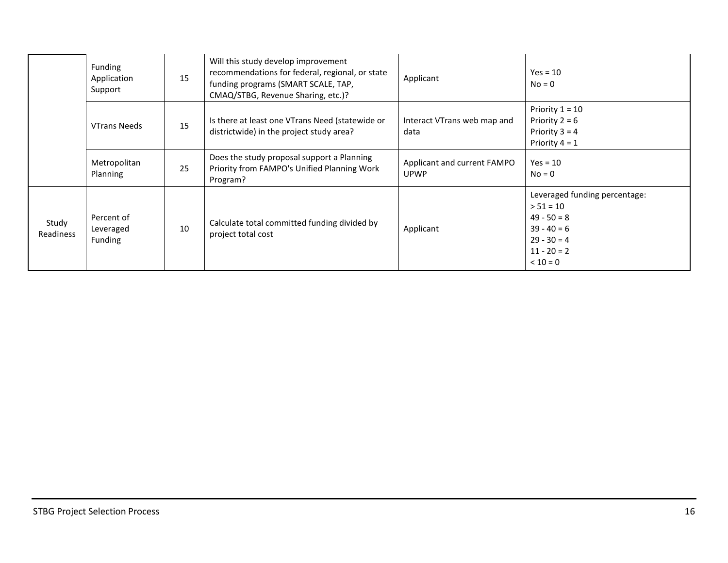| | | | | | |
|---|---|---|---|---|---|
| | Funding Application Support | 15 | Will this study develop improvement recommendations for federal, regional, or state funding programs (SMART SCALE, TAP, CMAQ/STBG, Revenue Sharing, etc.)? | Applicant | Yes = 10<br>No = 0 |
| | VTrans Needs | 15 | Is there at least one VTrans Need (statewide or districtwide) in the project study area? | Interact VTrans web map and data | Priority 1 = 10<br>Priority 2 = 6<br>Priority 3 = 4<br>Priority 4 = 1 |
| | Metropolitan Planning | 25 | Does the study proposal support a Planning Priority from FAMPO's Unified Planning Work Program? | Applicant and current FAMPO UPWP | Yes = 10<br>No = 0 |
| Study Readiness | Percent of Leveraged Funding | 10 | Calculate total committed funding divided by project total cost | Applicant | Leveraged funding percentage:<br>> 51 = 10<br>49 - 50 = 8<br>39 - 40 = 6<br>29 - 30 = 4<br>11 - 20 = 2<br>< 10 = 0 |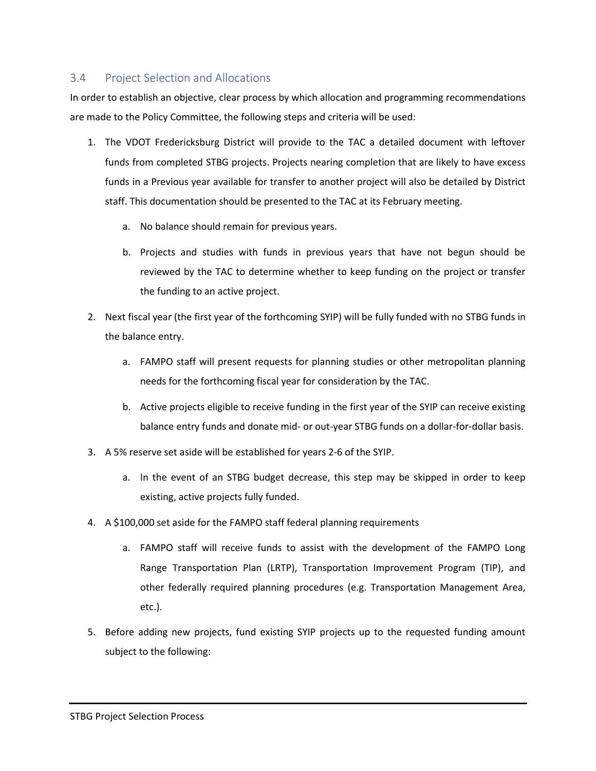## 3.4 Project Selection and Allocations

In order to establish an objective, clear process by which allocation and programming recommendations are made to the Policy Committee, the following steps and criteria will be used:

1. The VDOT Fredericksburg District will provide to the TAC a detailed document with leftover funds from completed STBG projects. Projects nearing completion that are likely to have excess funds in a Previous year available for transfer to another project will also be detailed by District staff. This documentation should be presented to the TAC at its February meeting.
    a. No balance should remain for previous years.
    b. Projects and studies with funds in previous years that have not begun should be reviewed by the TAC to determine whether to keep funding on the project or transfer the funding to an active project.
2. Next fiscal year (the first year of the forthcoming SYIP) will be fully funded with no STBG funds in the balance entry.
    a. FAMPO staff will present requests for planning studies or other metropolitan planning needs for the forthcoming fiscal year for consideration by the TAC.
    b. Active projects eligible to receive funding in the first year of the SYIP can receive existing balance entry funds and donate mid- or out-year STBG funds on a dollar-for-dollar basis.
3. A 5% reserve set aside will be established for years 2-6 of the SYIP.
    a. In the event of an STBG budget decrease, this step may be skipped in order to keep existing, active projects fully funded.
4. A $100,000 set aside for the FAMPO staff federal planning requirements
    a. FAMPO staff will receive funds to assist with the development of the FAMPO Long Range Transportation Plan (LRTP), Transportation Improvement Program (TIP), and other federally required planning procedures (e.g. Transportation Management Area, etc.).
5. Before adding new projects, fund existing SYIP projects up to the requested funding amount subject to the following: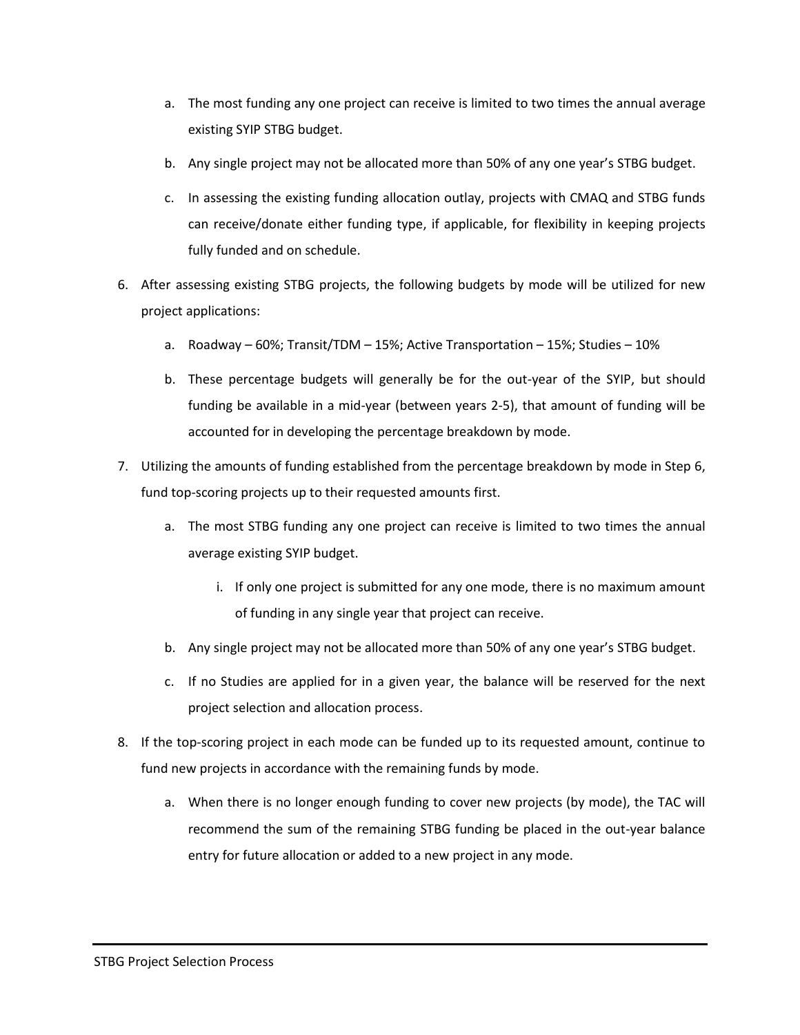a. The most funding any one project can receive is limited to two times the annual average existing SYIP STBG budget.

   b. Any single project may not be allocated more than 50% of any one year's STBG budget.

   c. In assessing the existing funding allocation outlay, projects with CMAQ and STBG funds can receive/donate either funding type, if applicable, for flexibility in keeping projects fully funded and on schedule.

6. After assessing existing STBG projects, the following budgets by mode will be utilized for new project applications:

   a. Roadway – 60%; Transit/TDM – 15%; Active Transportation – 15%; Studies – 10%

   b. These percentage budgets will generally be for the out-year of the SYIP, but should funding be available in a mid-year (between years 2-5), that amount of funding will be accounted for in developing the percentage breakdown by mode.

7. Utilizing the amounts of funding established from the percentage breakdown by mode in Step 6, fund top-scoring projects up to their requested amounts first.

   a. The most STBG funding any one project can receive is limited to two times the annual average existing SYIP budget.

      i. If only one project is submitted for any one mode, there is no maximum amount of funding in any single year that project can receive.

   b. Any single project may not be allocated more than 50% of any one year's STBG budget.

   c. If no Studies are applied for in a given year, the balance will be reserved for the next project selection and allocation process.

8. If the top-scoring project in each mode can be funded up to its requested amount, continue to fund new projects in accordance with the remaining funds by mode.

   a. When there is no longer enough funding to cover new projects (by mode), the TAC will recommend the sum of the remaining STBG funding be placed in the out-year balance entry for future allocation or added to a new project in any mode.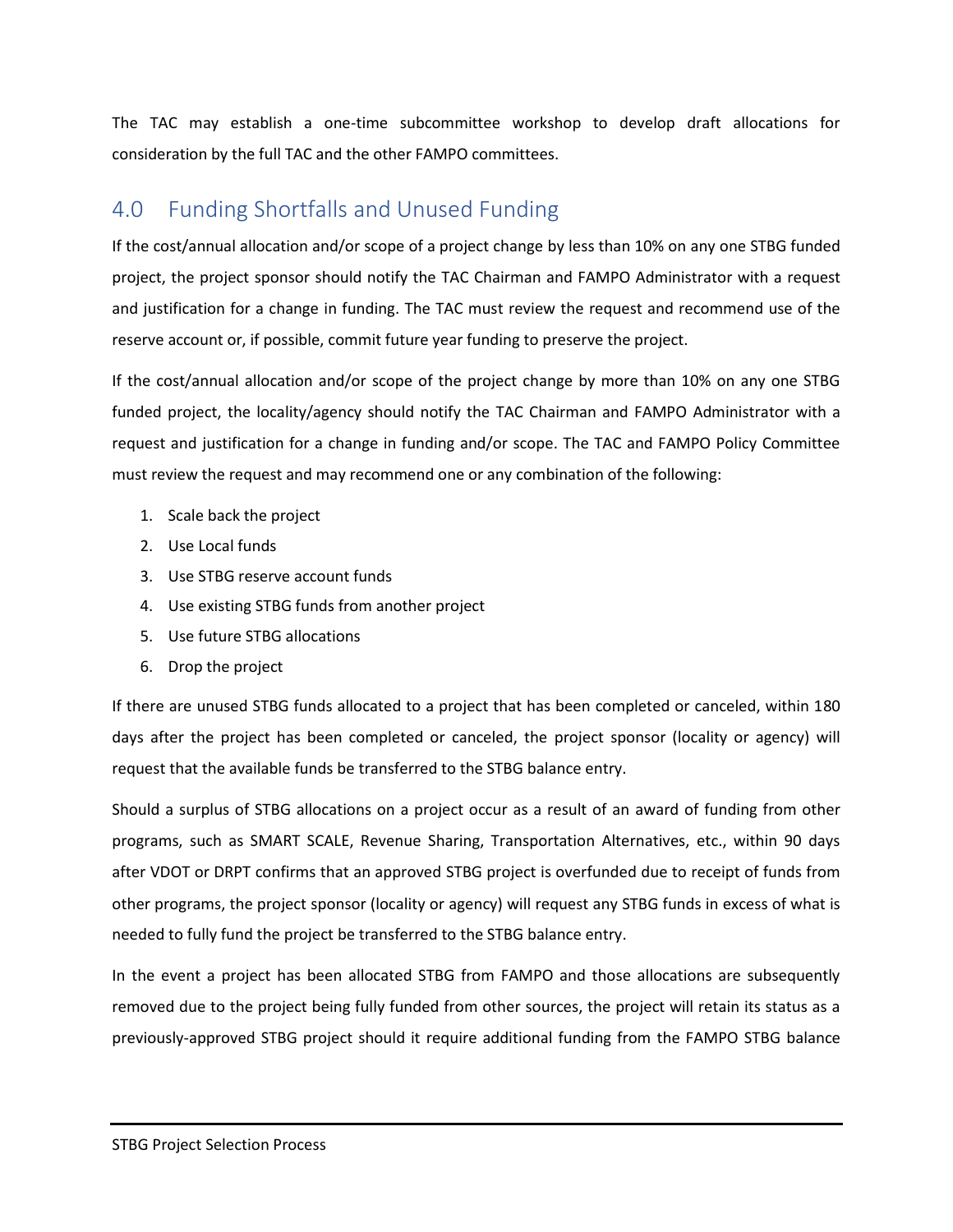The TAC may establish a one-time subcommittee workshop to develop draft allocations for consideration by the full TAC and the other FAMPO committees.

## 4.0 Funding Shortfalls and Unused Funding

If the cost/annual allocation and/or scope of a project change by less than 10% on any one STBG funded project, the project sponsor should notify the TAC Chairman and FAMPO Administrator with a request and justification for a change in funding. The TAC must review the request and recommend use of the reserve account or, if possible, commit future year funding to preserve the project.

If the cost/annual allocation and/or scope of the project change by more than 10% on any one STBG funded project, the locality/agency should notify the TAC Chairman and FAMPO Administrator with a request and justification for a change in funding and/or scope. The TAC and FAMPO Policy Committee must review the request and may recommend one or any combination of the following:

1. Scale back the project
2. Use Local funds
3. Use STBG reserve account funds
4. Use existing STBG funds from another project
5. Use future STBG allocations
6. Drop the project

If there are unused STBG funds allocated to a project that has been completed or canceled, within 180 days after the project has been completed or canceled, the project sponsor (locality or agency) will request that the available funds be transferred to the STBG balance entry.

Should a surplus of STBG allocations on a project occur as a result of an award of funding from other programs, such as SMART SCALE, Revenue Sharing, Transportation Alternatives, etc., within 90 days after VDOT or DRPT confirms that an approved STBG project is overfunded due to receipt of funds from other programs, the project sponsor (locality or agency) will request any STBG funds in excess of what is needed to fully fund the project be transferred to the STBG balance entry.

In the event a project has been allocated STBG from FAMPO and those allocations are subsequently removed due to the project being fully funded from other sources, the project will retain its status as a previously-approved STBG project should it require additional funding from the FAMPO STBG balance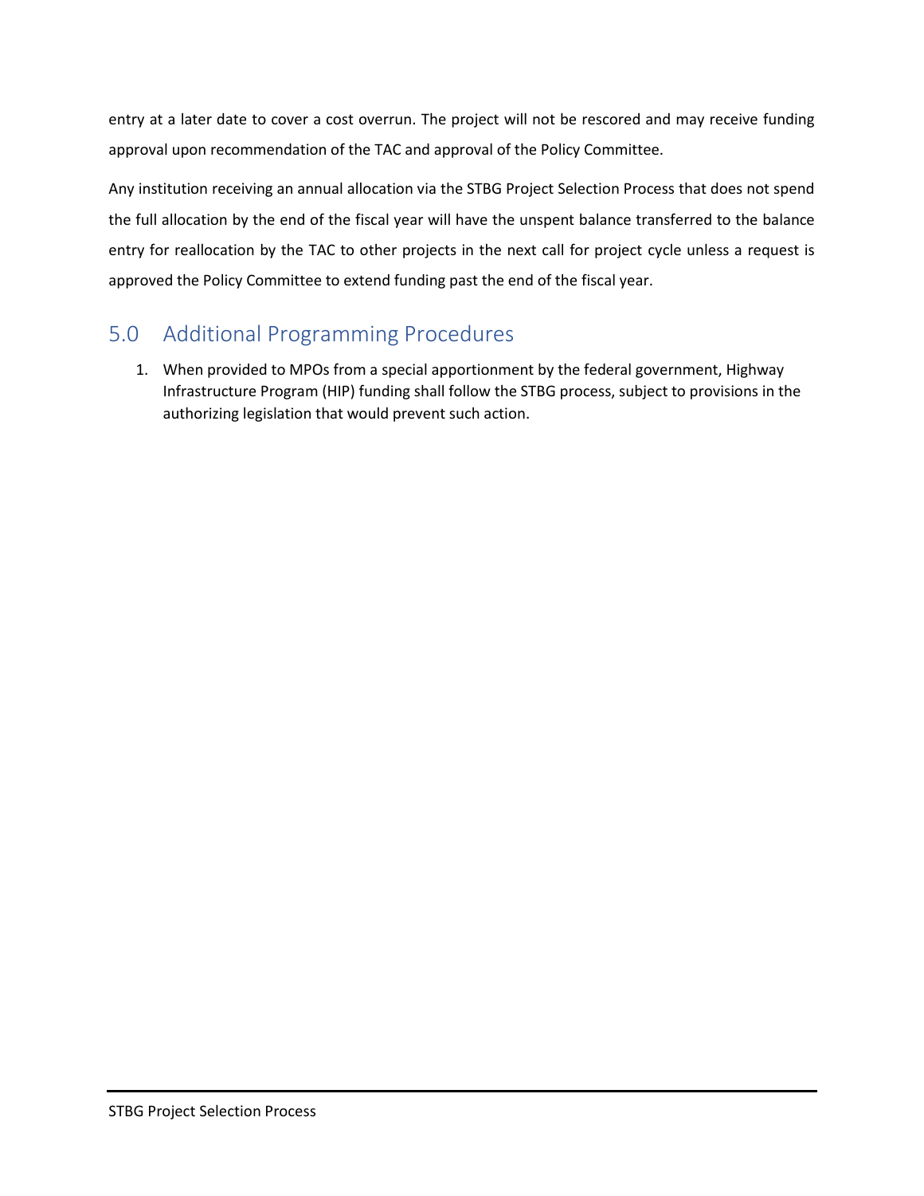entry at a later date to cover a cost overrun. The project will not be rescored and may receive funding approval upon recommendation of the TAC and approval of the Policy Committee.

Any institution receiving an annual allocation via the STBG Project Selection Process that does not spend the full allocation by the end of the fiscal year will have the unspent balance transferred to the balance entry for reallocation by the TAC to other projects in the next call for project cycle unless a request is approved the Policy Committee to extend funding past the end of the fiscal year.

## 5.0 Additional Programming Procedures

1. When provided to MPOs from a special apportionment by the federal government, Highway Infrastructure Program (HIP) funding shall follow the STBG process, subject to provisions in the authorizing legislation that would prevent such action.